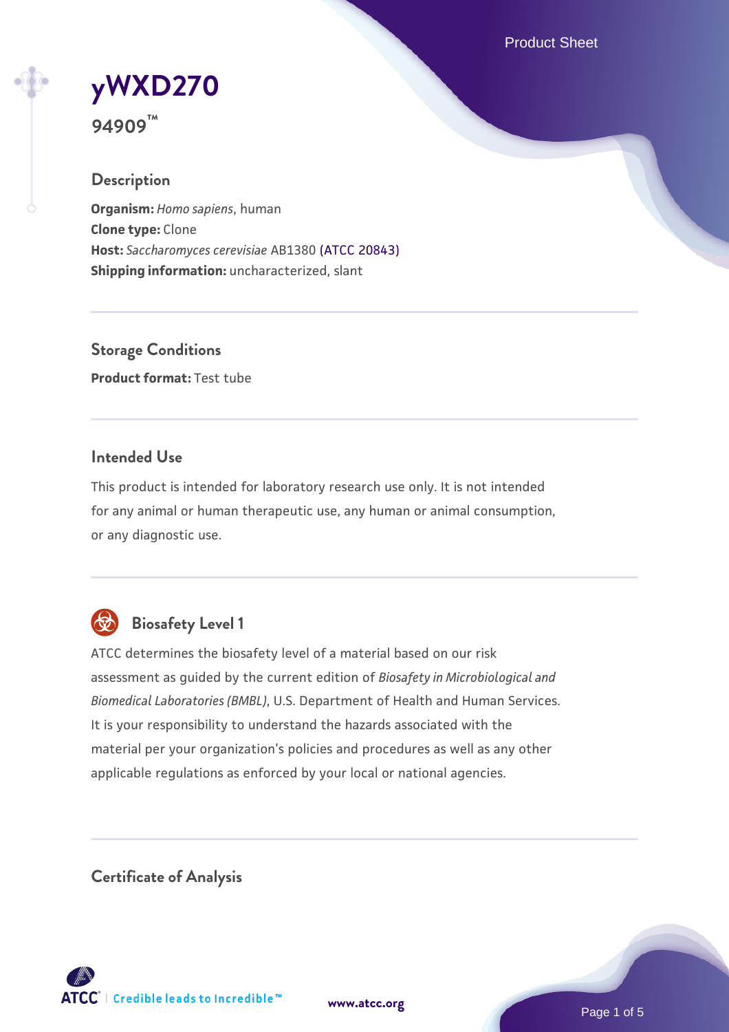# yWXD270

**94909™**

## Description

**Organism:** *Homo sapiens*, human
**Clone type:** Clone
**Host:** *Saccharomyces cerevisiae* AB1380 (ATCC 20843)
**Shipping information:** uncharacterized, slant

## Storage Conditions

**Product format:** Test tube

## Intended Use

This product is intended for laboratory research use only. It is not intended for any animal or human therapeutic use, any human or animal consumption, or any diagnostic use.

## Biosafety Level 1

ATCC determines the biosafety level of a material based on our risk assessment as guided by the current edition of *Biosafety in Microbiological and Biomedical Laboratories (BMBL)*, U.S. Department of Health and Human Services. It is your responsibility to understand the hazards associated with the material per your organization's policies and procedures as well as any other applicable regulations as enforced by your local or national agencies.

## Certificate of Analysis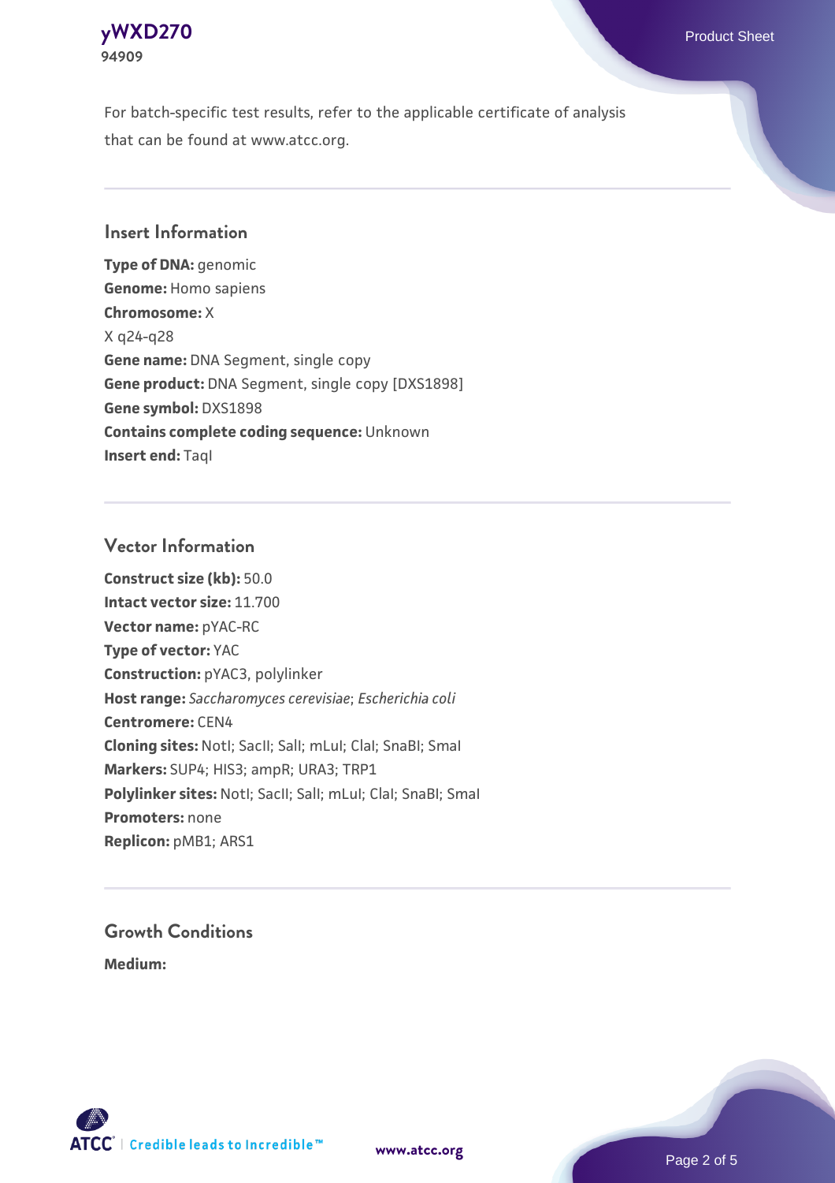For batch-specific test results, refer to the applicable certificate of analysis that can be found at www.atcc.org.

## Insert Information

**Type of DNA:** genomic
**Genome:** Homo sapiens
**Chromosome:** X
X q24-q28
**Gene name:** DNA Segment, single copy
**Gene product:** DNA Segment, single copy [DXS1898]
**Gene symbol:** DXS1898
**Contains complete coding sequence:** Unknown
**Insert end:** TaqI

## Vector Information

**Construct size (kb):** 50.0
**Intact vector size:** 11.700
**Vector name:** pYAC-RC
**Type of vector:** YAC
**Construction:** pYAC3, polylinker
**Host range:** *Saccharomyces cerevisiae*; *Escherichia coli*
**Centromere:** CEN4
**Cloning sites:** NotI; SacII; SalI; mLuI; ClaI; SnaBI; SmaI
**Markers:** SUP4; HIS3; ampR; URA3; TRP1
**Polylinker sites:** NotI; SacII; SalI; mLuI; ClaI; SnaBI; SmaI
**Promoters:** none
**Replicon:** pMB1; ARS1

## Growth Conditions

**Medium:**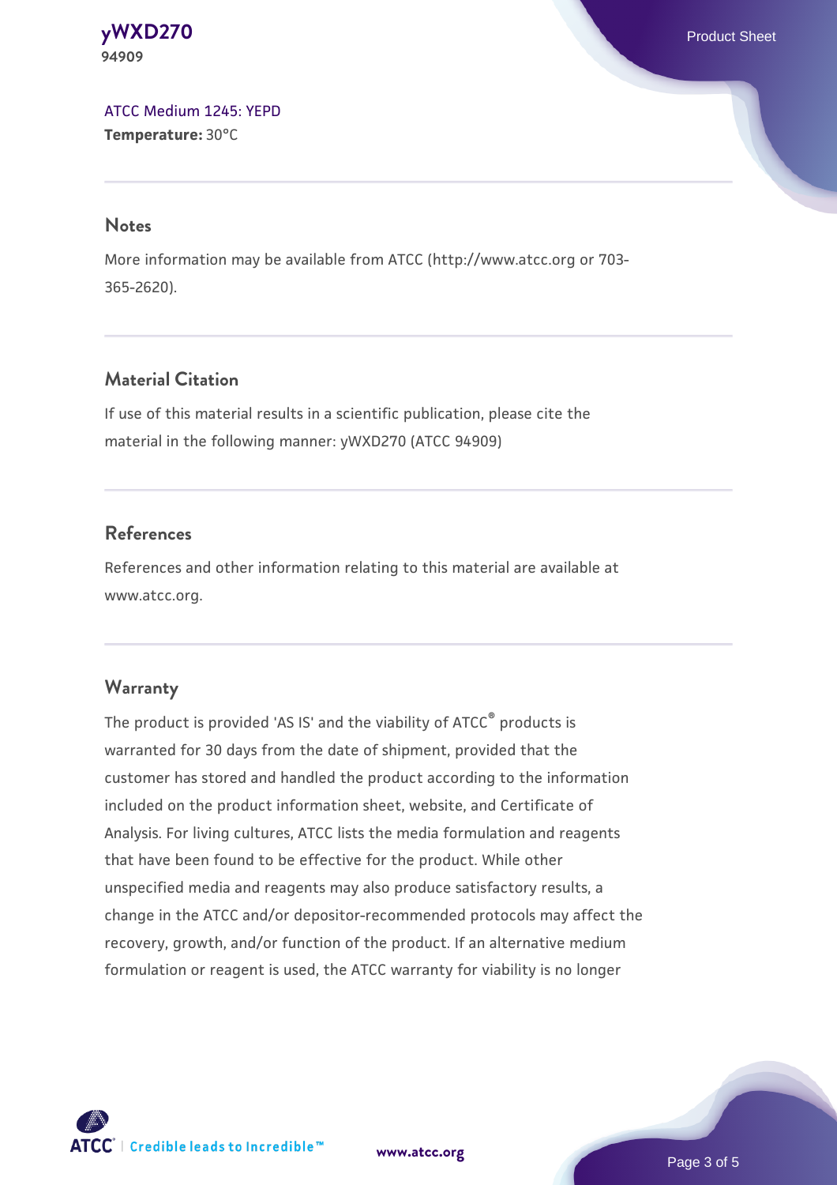[ATCC Medium 1245: YEPD](#)
**Temperature:** 30°C

## Notes

More information may be available from ATCC (http://www.atcc.org or 703-365-2620).

## Material Citation

If use of this material results in a scientific publication, please cite the material in the following manner: yWXD270 (ATCC 94909)

## References

References and other information relating to this material are available at www.atcc.org.

## Warranty

The product is provided 'AS IS' and the viability of ATCC® products is warranted for 30 days from the date of shipment, provided that the customer has stored and handled the product according to the information included on the product information sheet, website, and Certificate of Analysis. For living cultures, ATCC lists the media formulation and reagents that have been found to be effective for the product. While other unspecified media and reagents may also produce satisfactory results, a change in the ATCC and/or depositor-recommended protocols may affect the recovery, growth, and/or function of the product. If an alternative medium formulation or reagent is used, the ATCC warranty for viability is no longer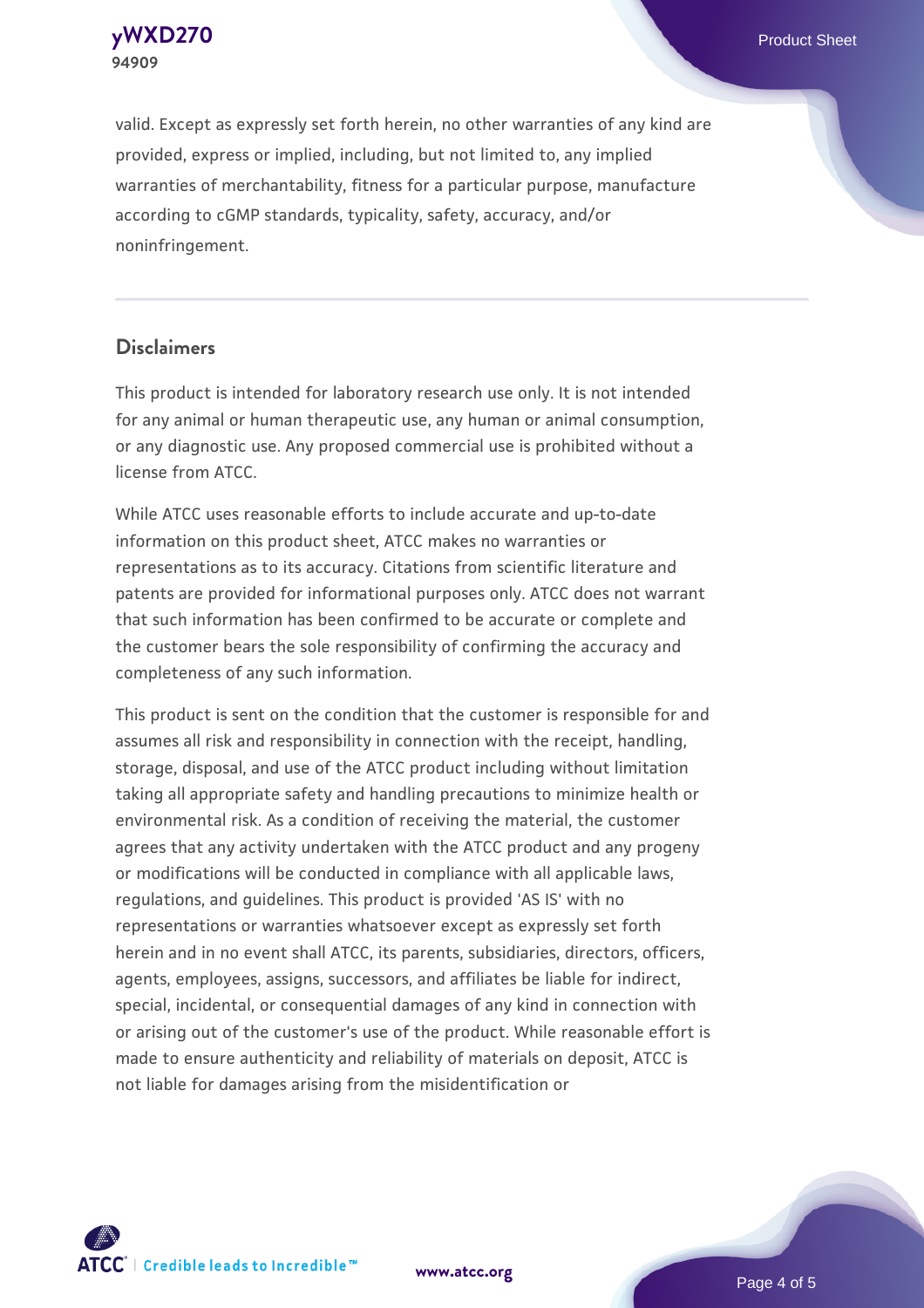valid. Except as expressly set forth herein, no other warranties of any kind are provided, express or implied, including, but not limited to, any implied warranties of merchantability, fitness for a particular purpose, manufacture according to cGMP standards, typicality, safety, accuracy, and/or noninfringement.

## Disclaimers

This product is intended for laboratory research use only. It is not intended for any animal or human therapeutic use, any human or animal consumption, or any diagnostic use. Any proposed commercial use is prohibited without a license from ATCC.

While ATCC uses reasonable efforts to include accurate and up-to-date information on this product sheet, ATCC makes no warranties or representations as to its accuracy. Citations from scientific literature and patents are provided for informational purposes only. ATCC does not warrant that such information has been confirmed to be accurate or complete and the customer bears the sole responsibility of confirming the accuracy and completeness of any such information.

This product is sent on the condition that the customer is responsible for and assumes all risk and responsibility in connection with the receipt, handling, storage, disposal, and use of the ATCC product including without limitation taking all appropriate safety and handling precautions to minimize health or environmental risk. As a condition of receiving the material, the customer agrees that any activity undertaken with the ATCC product and any progeny or modifications will be conducted in compliance with all applicable laws, regulations, and guidelines. This product is provided 'AS IS' with no representations or warranties whatsoever except as expressly set forth herein and in no event shall ATCC, its parents, subsidiaries, directors, officers, agents, employees, assigns, successors, and affiliates be liable for indirect, special, incidental, or consequential damages of any kind in connection with or arising out of the customer's use of the product. While reasonable effort is made to ensure authenticity and reliability of materials on deposit, ATCC is not liable for damages arising from the misidentification or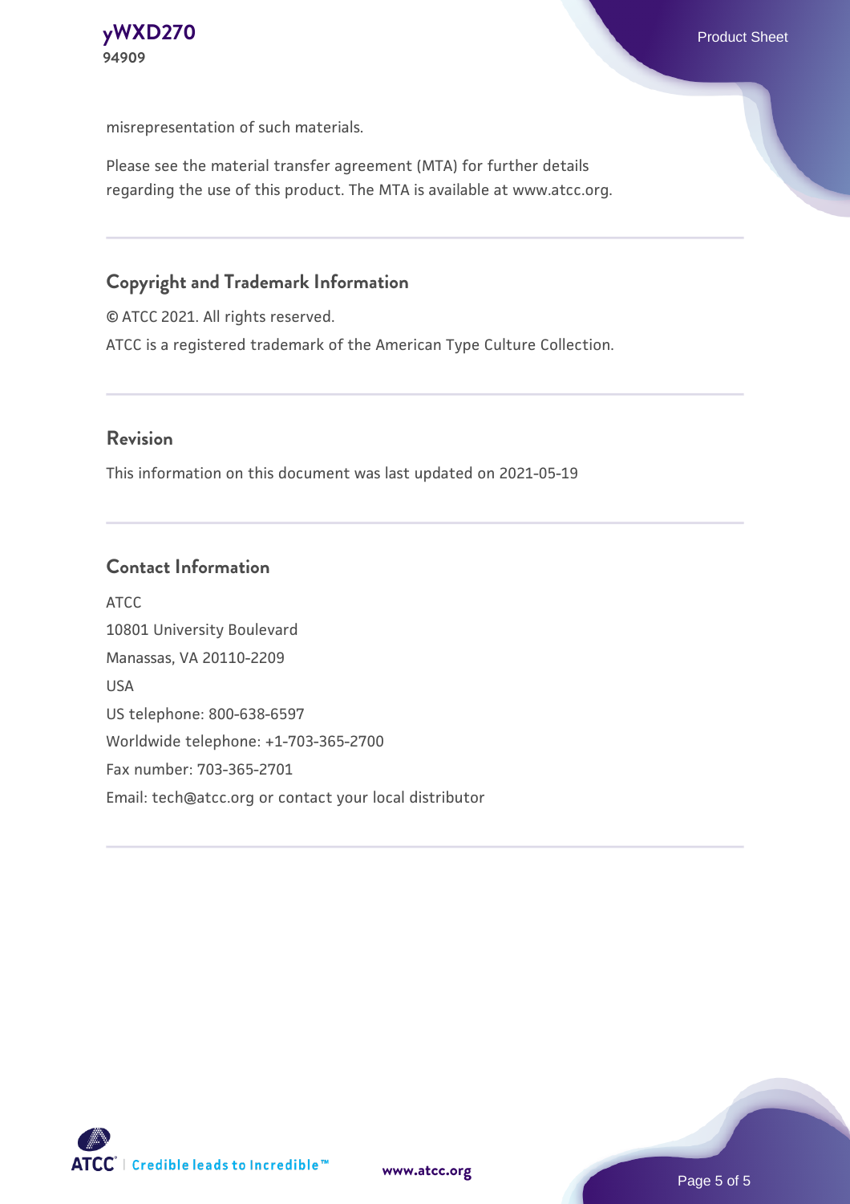misrepresentation of such materials.

Please see the material transfer agreement (MTA) for further details regarding the use of this product. The MTA is available at www.atcc.org.

## Copyright and Trademark Information

© ATCC 2021. All rights reserved.

ATCC is a registered trademark of the American Type Culture Collection.

## Revision

This information on this document was last updated on 2021-05-19

## Contact Information

ATCC

10801 University Boulevard

Manassas, VA 20110-2209

USA

US telephone: 800-638-6597

Worldwide telephone: +1-703-365-2700

Fax number: 703-365-2701

Email: tech@atcc.org or contact your local distributor